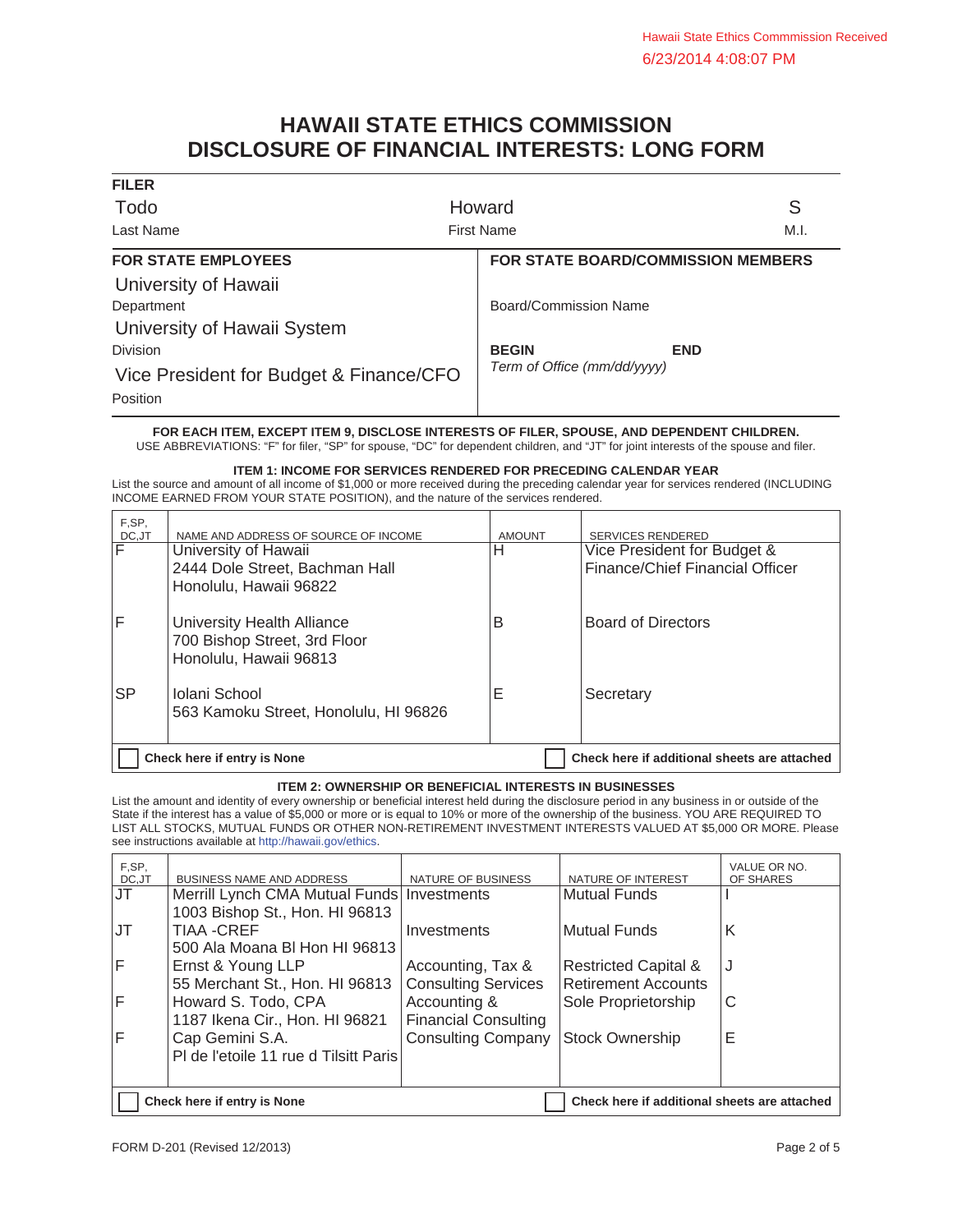Hawaii State Ethics Commmission Received
6/23/2014 4:08:07 PM

# HAWAII STATE ETHICS COMMISSION
# DISCLOSURE OF FINANCIAL INTERESTS: LONG FORM

**FILER**

| Last Name | First Name | M.I. |
|---|---|---|
| Todo | Howard | S |

| FOR STATE EMPLOYEES | FOR STATE BOARD/COMMISSION MEMBERS |
|---|---|
| Department: University of Hawaii | Board/Commission Name: |
| Division: University of Hawaii System | **BEGIN** **END** *Term of Office (mm/dd/yyyy)* |
| Position: Vice President for Budget & Finance/CFO | |

**FOR EACH ITEM, EXCEPT ITEM 9, DISCLOSE INTERESTS OF FILER, SPOUSE, AND DEPENDENT CHILDREN.**
USE ABBREVIATIONS: "F" for filer, "SP" for spouse, "DC" for dependent children, and "JT" for joint interests of the spouse and filer.

### ITEM 1: INCOME FOR SERVICES RENDERED FOR PRECEDING CALENDAR YEAR

List the source and amount of all income of $1,000 or more received during the preceding calendar year for services rendered (INCLUDING INCOME EARNED FROM YOUR STATE POSITION), and the nature of the services rendered.

| F,SP, DC,JT | NAME AND ADDRESS OF SOURCE OF INCOME | AMOUNT | SERVICES RENDERED |
|---|---|---|---|
| F | University of Hawaii<br>2444 Dole Street, Bachman Hall<br>Honolulu, Hawaii 96822 | H | Vice President for Budget & Finance/Chief Financial Officer |
| F | University Health Alliance<br>700 Bishop Street, 3rd Floor<br>Honolulu, Hawaii 96813 | B | Board of Directors |
| SP | Iolani School<br>563 Kamoku Street, Honolulu, HI 96826 | E | Secretary |

☐ Check here if entry is None ☐ Check here if additional sheets are attached

### ITEM 2: OWNERSHIP OR BENEFICIAL INTERESTS IN BUSINESSES

List the amount and identity of every ownership or beneficial interest held during the disclosure period in any business in or outside of the State if the interest has a value of $5,000 or more or is equal to 10% or more of the ownership of the business. YOU ARE REQUIRED TO LIST ALL STOCKS, MUTUAL FUNDS OR OTHER NON-RETIREMENT INVESTMENT INTERESTS VALUED AT $5,000 OR MORE. Please see instructions available at http://hawaii.gov/ethics.

| F,SP, DC,JT | BUSINESS NAME AND ADDRESS | NATURE OF BUSINESS | NATURE OF INTEREST | VALUE OR NO. OF SHARES |
|---|---|---|---|---|
| JT | Merrill Lynch CMA Mutual Funds<br>1003 Bishop St., Hon. HI 96813 | Investments | Mutual Funds | I |
| JT | TIAA -CREF<br>500 Ala Moana Bl Hon HI 96813 | Investments | Mutual Funds | K |
| F | Ernst & Young LLP<br>55 Merchant St., Hon. HI 96813 | Accounting, Tax & Consulting Services | Restricted Capital & Retirement Accounts | J |
| F | Howard S. Todo, CPA<br>1187 Ikena Cir., Hon. HI 96821 | Accounting & Financial Consulting | Sole Proprietorship | C |
| F | Cap Gemini S.A.<br>Pl de l'etoile 11 rue d Tilsitt Paris | Consulting Company | Stock Ownership | E |

☐ Check here if entry is None ☐ Check here if additional sheets are attached

FORM D-201 (Revised 12/2013)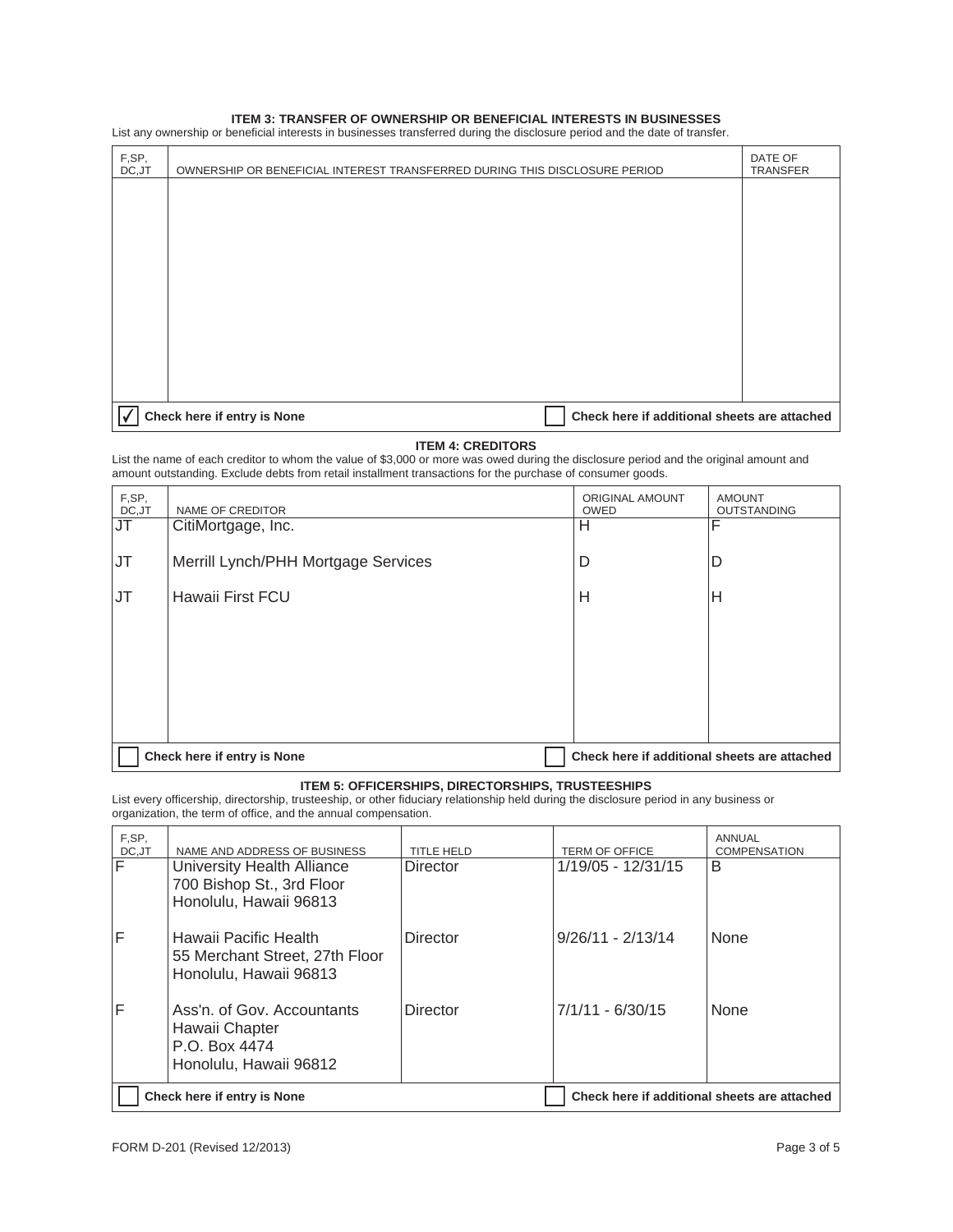### ITEM 3: TRANSFER OF OWNERSHIP OR BENEFICIAL INTERESTS IN BUSINESSES

List any ownership or beneficial interests in businesses transferred during the disclosure period and the date of transfer.

| F,SP, DC,JT | OWNERSHIP OR BENEFICIAL INTEREST TRANSFERRED DURING THIS DISCLOSURE PERIOD | DATE OF TRANSFER |
|---|---|---|
| | | |

☑ Check here if entry is None ☐ Check here if additional sheets are attached

### ITEM 4: CREDITORS

List the name of each creditor to whom the value of $3,000 or more was owed during the disclosure period and the original amount and amount outstanding. Exclude debts from retail installment transactions for the purchase of consumer goods.

| F,SP, DC,JT | NAME OF CREDITOR | ORIGINAL AMOUNT OWED | AMOUNT OUTSTANDING |
|---|---|---|---|
| JT | CitiMortgage, Inc. | H | F |
| JT | Merrill Lynch/PHH Mortgage Services | D | D |
| JT | Hawaii First FCU | H | H |

☐ Check here if entry is None ☐ Check here if additional sheets are attached

### ITEM 5: OFFICERSHIPS, DIRECTORSHIPS, TRUSTEESHIPS

List every officership, directorship, trusteeship, or other fiduciary relationship held during the disclosure period in any business or organization, the term of office, and the annual compensation.

| F,SP, DC,JT | NAME AND ADDRESS OF BUSINESS | TITLE HELD | TERM OF OFFICE | ANNUAL COMPENSATION |
|---|---|---|---|---|
| F | University Health Alliance<br>700 Bishop St., 3rd Floor<br>Honolulu, Hawaii 96813 | Director | 1/19/05 - 12/31/15 | B |
| F | Hawaii Pacific Health<br>55 Merchant Street, 27th Floor<br>Honolulu, Hawaii 96813 | Director | 9/26/11 - 2/13/14 | None |
| F | Ass'n. of Gov. Accountants<br>Hawaii Chapter<br>P.O. Box 4474<br>Honolulu, Hawaii 96812 | Director | 7/1/11 - 6/30/15 | None |

☐ Check here if entry is None ☐ Check here if additional sheets are attached

FORM D-201 (Revised 12/2013)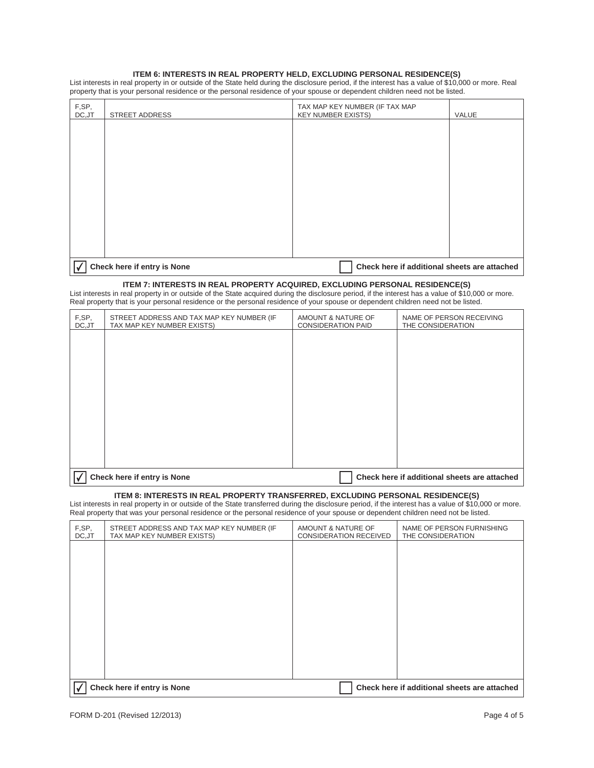### ITEM 6: INTERESTS IN REAL PROPERTY HELD, EXCLUDING PERSONAL RESIDENCE(S)

List interests in real property in or outside of the State held during the disclosure period, if the interest has a value of $10,000 or more. Real property that is your personal residence or the personal residence of your spouse or dependent children need not be listed.

| F,SP, DC,JT | STREET ADDRESS | TAX MAP KEY NUMBER (IF TAX MAP KEY NUMBER EXISTS) | VALUE |
|---|---|---|---|
| | | | |

☑ **Check here if entry is None** ☐ **Check here if additional sheets are attached**

### ITEM 7: INTERESTS IN REAL PROPERTY ACQUIRED, EXCLUDING PERSONAL RESIDENCE(S)

List interests in real property in or outside of the State acquired during the disclosure period, if the interest has a value of $10,000 or more. Real property that is your personal residence or the personal residence of your spouse or dependent children need not be listed.

| F,SP, DC,JT | STREET ADDRESS AND TAX MAP KEY NUMBER (IF TAX MAP KEY NUMBER EXISTS) | AMOUNT & NATURE OF CONSIDERATION PAID | NAME OF PERSON RECEIVING THE CONSIDERATION |
|---|---|---|---|
| | | | |

☑ **Check here if entry is None** ☐ **Check here if additional sheets are attached**

### ITEM 8: INTERESTS IN REAL PROPERTY TRANSFERRED, EXCLUDING PERSONAL RESIDENCE(S)

List interests in real property in or outside of the State transferred during the disclosure period, if the interest has a value of $10,000 or more. Real property that was your personal residence or the personal residence of your spouse or dependent children need not be listed.

| F,SP, DC,JT | STREET ADDRESS AND TAX MAP KEY NUMBER (IF TAX MAP KEY NUMBER EXISTS) | AMOUNT & NATURE OF CONSIDERATION RECEIVED | NAME OF PERSON FURNISHING THE CONSIDERATION |
|---|---|---|---|
| | | | |

☑ **Check here if entry is None** ☐ **Check here if additional sheets are attached**

FORM D-201 (Revised 12/2013)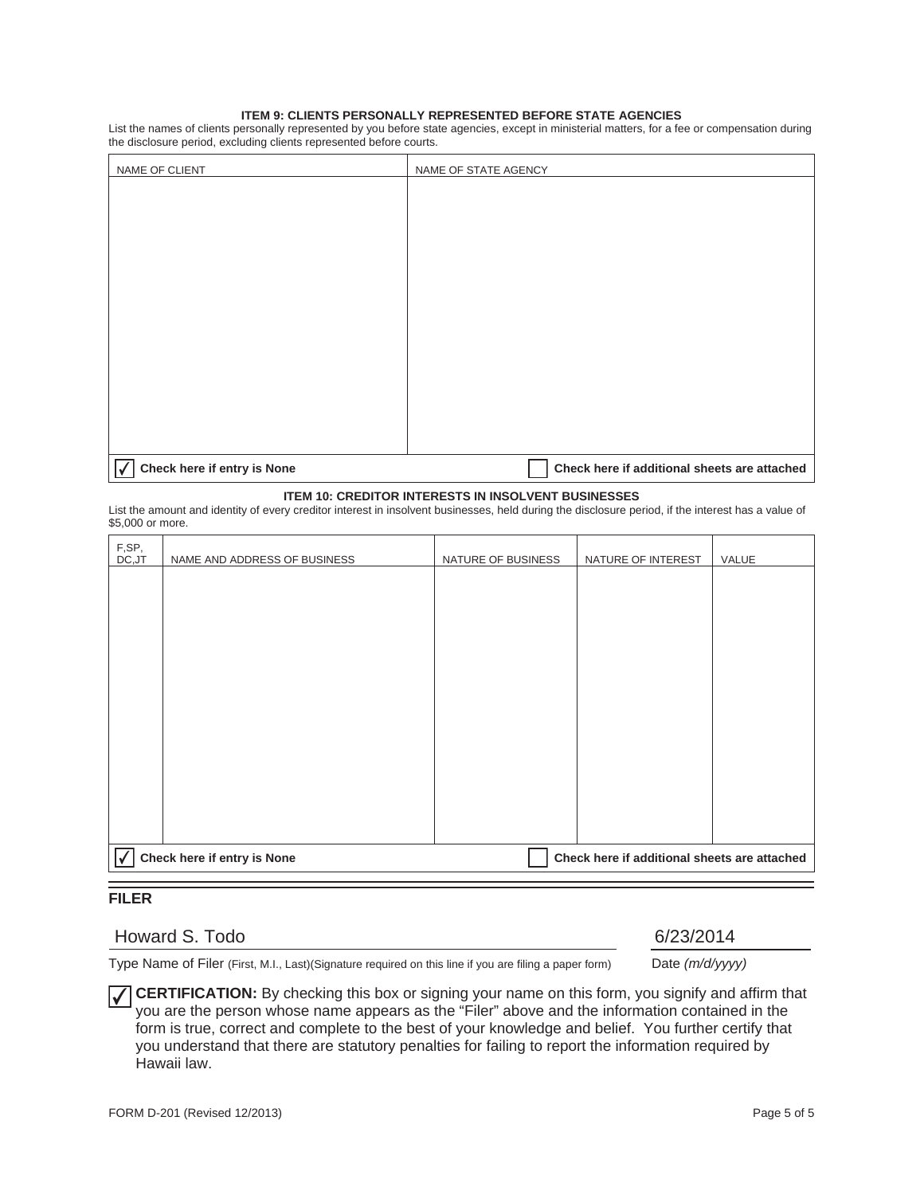### ITEM 9: CLIENTS PERSONALLY REPRESENTED BEFORE STATE AGENCIES

List the names of clients personally represented by you before state agencies, except in ministerial matters, for a fee or compensation during the disclosure period, excluding clients represented before courts.

| NAME OF CLIENT | NAME OF STATE AGENCY |
| --- | --- |
| | |

☑ **Check here if entry is None**

☐ **Check here if additional sheets are attached**

### ITEM 10: CREDITOR INTERESTS IN INSOLVENT BUSINESSES

List the amount and identity of every creditor interest in insolvent businesses, held during the disclosure period, if the interest has a value of $5,000 or more.

| F,SP, DC,JT | NAME AND ADDRESS OF BUSINESS | NATURE OF BUSINESS | NATURE OF INTEREST | VALUE |
| --- | --- | --- | --- | --- |
| | | | | |

☑ **Check here if entry is None**

☐ **Check here if additional sheets are attached**

## FILER

Howard S. Todo

Type Name of Filer (First, M.I., Last)(Signature required on this line if you are filing a paper form)

6/23/2014

Date *(m/d/yyyy)*

☑ **CERTIFICATION:** By checking this box or signing your name on this form, you signify and affirm that you are the person whose name appears as the "Filer" above and the information contained in the form is true, correct and complete to the best of your knowledge and belief. You further certify that you understand that there are statutory penalties for failing to report the information required by Hawaii law.

FORM D-201 (Revised 12/2013)